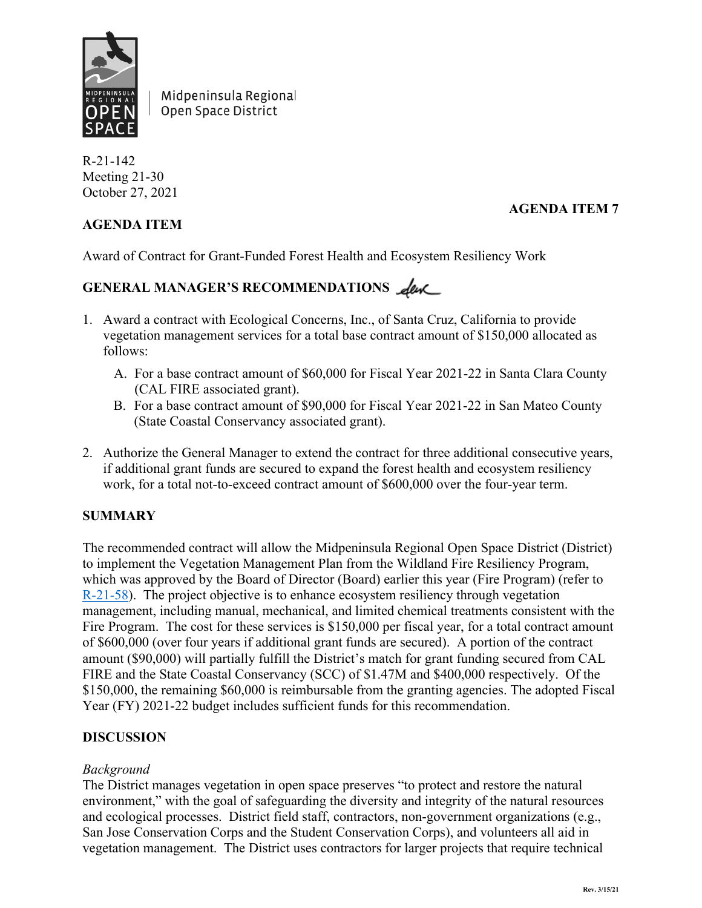Midpeninsula Regional Open Space District

R-21-142
Meeting 21-30
October 27, 2021

**AGENDA ITEM 7**

**AGENDA ITEM**

Award of Contract for Grant-Funded Forest Health and Ecosystem Resiliency Work

**GENERAL MANAGER'S RECOMMENDATIONS**

1. Award a contract with Ecological Concerns, Inc., of Santa Cruz, California to provide vegetation management services for a total base contract amount of $150,000 allocated as follows:
   A. For a base contract amount of $60,000 for Fiscal Year 2021-22 in Santa Clara County (CAL FIRE associated grant).
   B. For a base contract amount of $90,000 for Fiscal Year 2021-22 in San Mateo County (State Coastal Conservancy associated grant).
2. Authorize the General Manager to extend the contract for three additional consecutive years, if additional grant funds are secured to expand the forest health and ecosystem resiliency work, for a total not-to-exceed contract amount of $600,000 over the four-year term.

**SUMMARY**

The recommended contract will allow the Midpeninsula Regional Open Space District (District) to implement the Vegetation Management Plan from the Wildland Fire Resiliency Program, which was approved by the Board of Director (Board) earlier this year (Fire Program) (refer to R-21-58). The project objective is to enhance ecosystem resiliency through vegetation management, including manual, mechanical, and limited chemical treatments consistent with the Fire Program. The cost for these services is $150,000 per fiscal year, for a total contract amount of $600,000 (over four years if additional grant funds are secured). A portion of the contract amount ($90,000) will partially fulfill the District's match for grant funding secured from CAL FIRE and the State Coastal Conservancy (SCC) of $1.47M and $400,000 respectively. Of the $150,000, the remaining $60,000 is reimbursable from the granting agencies. The adopted Fiscal Year (FY) 2021-22 budget includes sufficient funds for this recommendation.

**DISCUSSION**

*Background*
The District manages vegetation in open space preserves "to protect and restore the natural environment," with the goal of safeguarding the diversity and integrity of the natural resources and ecological processes. District field staff, contractors, non-government organizations (e.g., San Jose Conservation Corps and the Student Conservation Corps), and volunteers all aid in vegetation management. The District uses contractors for larger projects that require technical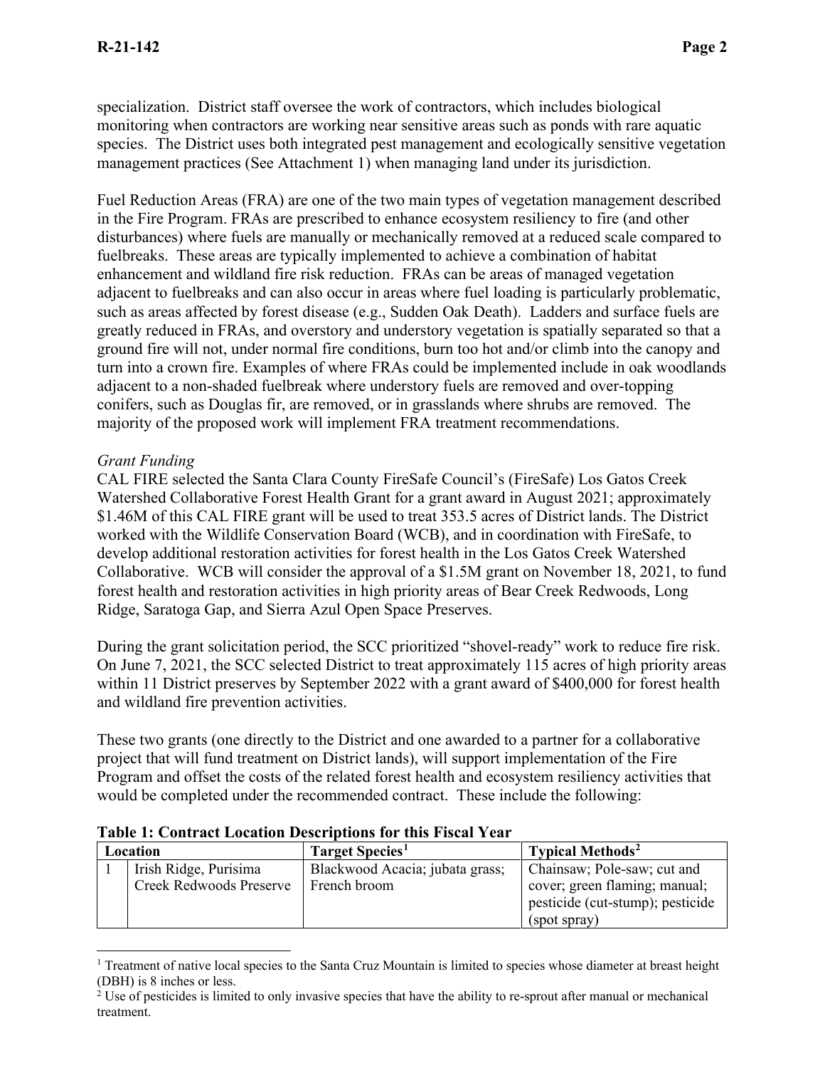specialization. District staff oversee the work of contractors, which includes biological monitoring when contractors are working near sensitive areas such as ponds with rare aquatic species. The District uses both integrated pest management and ecologically sensitive vegetation management practices (See Attachment 1) when managing land under its jurisdiction.

Fuel Reduction Areas (FRA) are one of the two main types of vegetation management described in the Fire Program. FRAs are prescribed to enhance ecosystem resiliency to fire (and other disturbances) where fuels are manually or mechanically removed at a reduced scale compared to fuelbreaks. These areas are typically implemented to achieve a combination of habitat enhancement and wildland fire risk reduction. FRAs can be areas of managed vegetation adjacent to fuelbreaks and can also occur in areas where fuel loading is particularly problematic, such as areas affected by forest disease (e.g., Sudden Oak Death). Ladders and surface fuels are greatly reduced in FRAs, and overstory and understory vegetation is spatially separated so that a ground fire will not, under normal fire conditions, burn too hot and/or climb into the canopy and turn into a crown fire. Examples of where FRAs could be implemented include in oak woodlands adjacent to a non-shaded fuelbreak where understory fuels are removed and over-topping conifers, such as Douglas fir, are removed, or in grasslands where shrubs are removed. The majority of the proposed work will implement FRA treatment recommendations.

*Grant Funding*

CAL FIRE selected the Santa Clara County FireSafe Council's (FireSafe) Los Gatos Creek Watershed Collaborative Forest Health Grant for a grant award in August 2021; approximately $1.46M of this CAL FIRE grant will be used to treat 353.5 acres of District lands. The District worked with the Wildlife Conservation Board (WCB), and in coordination with FireSafe, to develop additional restoration activities for forest health in the Los Gatos Creek Watershed Collaborative. WCB will consider the approval of a $1.5M grant on November 18, 2021, to fund forest health and restoration activities in high priority areas of Bear Creek Redwoods, Long Ridge, Saratoga Gap, and Sierra Azul Open Space Preserves.

During the grant solicitation period, the SCC prioritized "shovel-ready" work to reduce fire risk. On June 7, 2021, the SCC selected District to treat approximately 115 acres of high priority areas within 11 District preserves by September 2022 with a grant award of $400,000 for forest health and wildland fire prevention activities.

These two grants (one directly to the District and one awarded to a partner for a collaborative project that will fund treatment on District lands), will support implementation of the Fire Program and offset the costs of the related forest health and ecosystem resiliency activities that would be completed under the recommended contract. These include the following:

**Table 1: Contract Location Descriptions for this Fiscal Year**

| Location | | Target Species[1] | Typical Methods[2] |
|---|---|---|---|
| 1 | Irish Ridge, Purisima Creek Redwoods Preserve | Blackwood Acacia; jubata grass; French broom | Chainsaw; Pole-saw; cut and cover; green flaming; manual; pesticide (cut-stump); pesticide (spot spray) |

[1] Treatment of native local species to the Santa Cruz Mountain is limited to species whose diameter at breast height (DBH) is 8 inches or less.

[2] Use of pesticides is limited to only invasive species that have the ability to re-sprout after manual or mechanical treatment.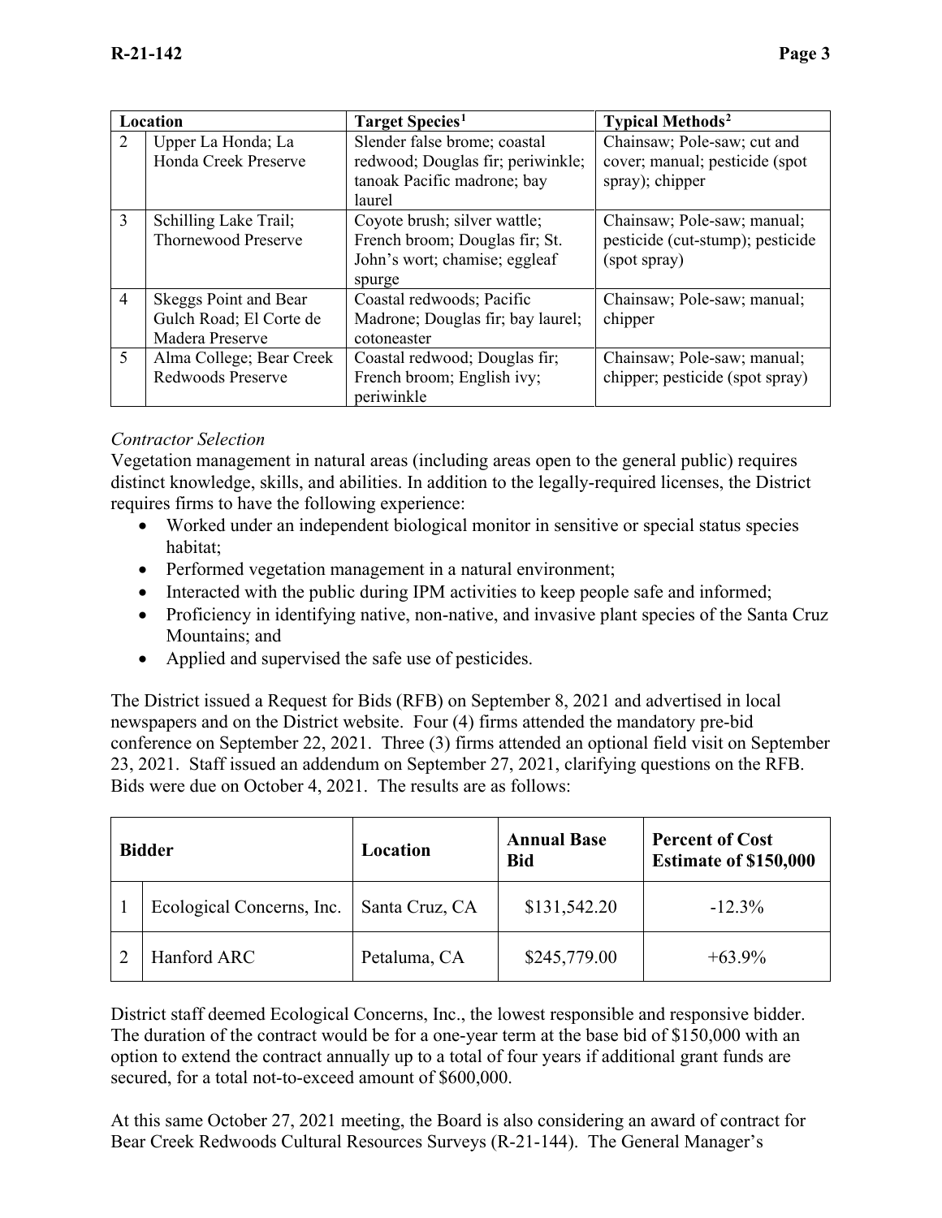| Location | | Target Species[1] | Typical Methods[2] |
|---|---|---|---|
| 2 | Upper La Honda; La Honda Creek Preserve | Slender false brome; coastal redwood; Douglas fir; periwinkle; tanoak Pacific madrone; bay laurel | Chainsaw; Pole-saw; cut and cover; manual; pesticide (spot spray); chipper |
| 3 | Schilling Lake Trail; Thornewood Preserve | Coyote brush; silver wattle; French broom; Douglas fir; St. John's wort; chamise; eggleaf spurge | Chainsaw; Pole-saw; manual; pesticide (cut-stump); pesticide (spot spray) |
| 4 | Skeggs Point and Bear Gulch Road; El Corte de Madera Preserve | Coastal redwoods; Pacific Madrone; Douglas fir; bay laurel; cotoneaster | Chainsaw; Pole-saw; manual; chipper |
| 5 | Alma College; Bear Creek Redwoods Preserve | Coastal redwood; Douglas fir; French broom; English ivy; periwinkle | Chainsaw; Pole-saw; manual; chipper; pesticide (spot spray) |

*Contractor Selection*

Vegetation management in natural areas (including areas open to the general public) requires distinct knowledge, skills, and abilities. In addition to the legally-required licenses, the District requires firms to have the following experience:

- Worked under an independent biological monitor in sensitive or special status species habitat;
- Performed vegetation management in a natural environment;
- Interacted with the public during IPM activities to keep people safe and informed;
- Proficiency in identifying native, non-native, and invasive plant species of the Santa Cruz Mountains; and
- Applied and supervised the safe use of pesticides.

The District issued a Request for Bids (RFB) on September 8, 2021 and advertised in local newspapers and on the District website. Four (4) firms attended the mandatory pre-bid conference on September 22, 2021. Three (3) firms attended an optional field visit on September 23, 2021. Staff issued an addendum on September 27, 2021, clarifying questions on the RFB. Bids were due on October 4, 2021. The results are as follows:

| Bidder | | Location | Annual Base Bid | Percent of Cost Estimate of $150,000 |
|---|---|---|---|---|
| 1 | Ecological Concerns, Inc. | Santa Cruz, CA | $131,542.20 | -12.3% |
| 2 | Hanford ARC | Petaluma, CA | $245,779.00 | +63.9% |

District staff deemed Ecological Concerns, Inc., the lowest responsible and responsive bidder. The duration of the contract would be for a one-year term at the base bid of $150,000 with an option to extend the contract annually up to a total of four years if additional grant funds are secured, for a total not-to-exceed amount of $600,000.

At this same October 27, 2021 meeting, the Board is also considering an award of contract for Bear Creek Redwoods Cultural Resources Surveys (R-21-144). The General Manager's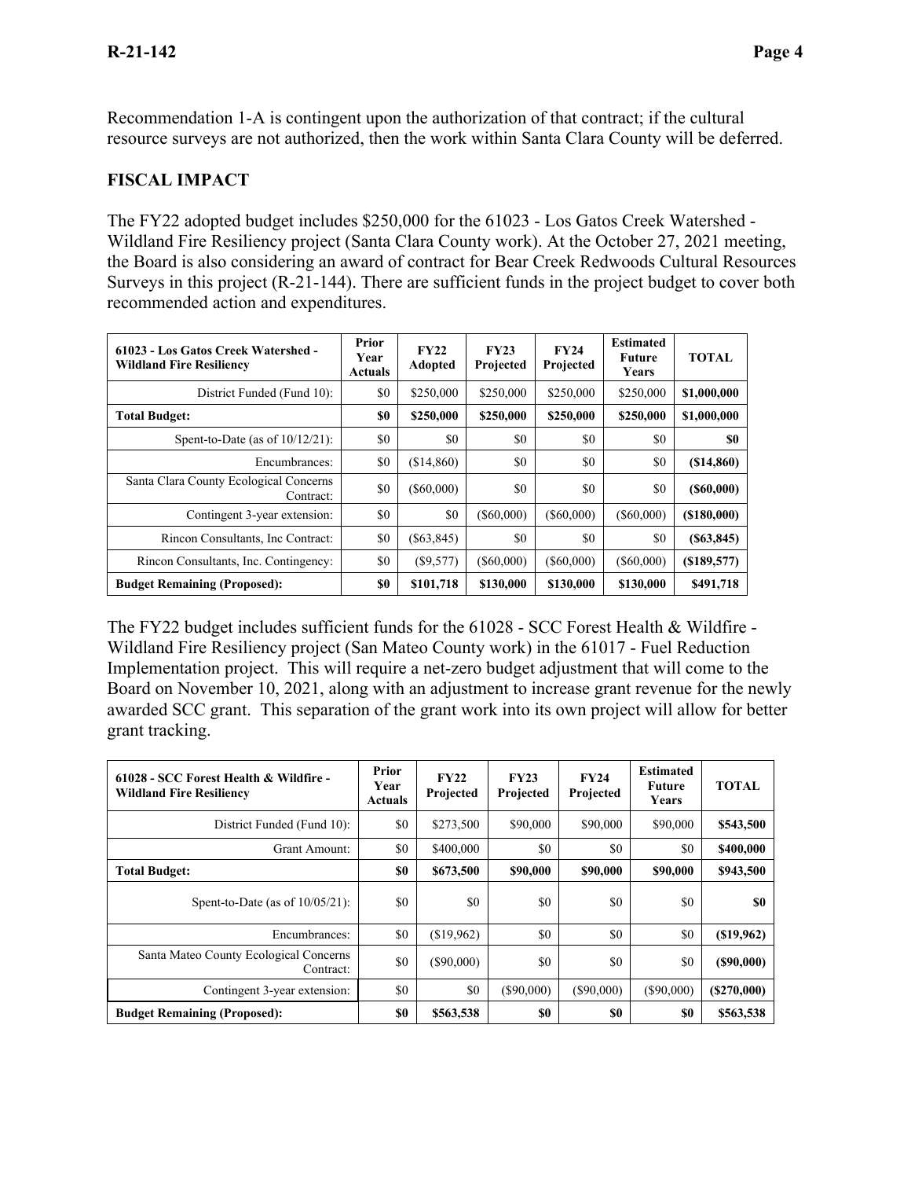Recommendation 1-A is contingent upon the authorization of that contract; if the cultural resource surveys are not authorized, then the work within Santa Clara County will be deferred.

## FISCAL IMPACT

The FY22 adopted budget includes $250,000 for the 61023 - Los Gatos Creek Watershed - Wildland Fire Resiliency project (Santa Clara County work). At the October 27, 2021 meeting, the Board is also considering an award of contract for Bear Creek Redwoods Cultural Resources Surveys in this project (R-21-144). There are sufficient funds in the project budget to cover both recommended action and expenditures.

| 61023 - Los Gatos Creek Watershed - Wildland Fire Resiliency | Prior Year Actuals | FY22 Adopted | FY23 Projected | FY24 Projected | Estimated Future Years | TOTAL |
|---|---|---|---|---|---|---|
| District Funded (Fund 10): | $0 | $250,000 | $250,000 | $250,000 | $250,000 | **$1,000,000** |
| **Total Budget:** | **$0** | **$250,000** | **$250,000** | **$250,000** | **$250,000** | **$1,000,000** |
| Spent-to-Date (as of 10/12/21): | $0 | $0 | $0 | $0 | $0 | **$0** |
| Encumbrances: | $0 | ($14,860) | $0 | $0 | $0 | **($14,860)** |
| Santa Clara County Ecological Concerns Contract: | $0 | ($60,000) | $0 | $0 | $0 | **($60,000)** |
| Contingent 3-year extension: | $0 | $0 | ($60,000) | ($60,000) | ($60,000) | **($180,000)** |
| Rincon Consultants, Inc Contract: | $0 | ($63,845) | $0 | $0 | $0 | **($63,845)** |
| Rincon Consultants, Inc. Contingency: | $0 | ($9,577) | ($60,000) | ($60,000) | ($60,000) | **($189,577)** |
| **Budget Remaining (Proposed):** | **$0** | **$101,718** | **$130,000** | **$130,000** | **$130,000** | **$491,718** |

The FY22 budget includes sufficient funds for the 61028 - SCC Forest Health & Wildfire - Wildland Fire Resiliency project (San Mateo County work) in the 61017 - Fuel Reduction Implementation project. This will require a net-zero budget adjustment that will come to the Board on November 10, 2021, along with an adjustment to increase grant revenue for the newly awarded SCC grant. This separation of the grant work into its own project will allow for better grant tracking.

| 61028 - SCC Forest Health & Wildfire - Wildland Fire Resiliency | Prior Year Actuals | FY22 Projected | FY23 Projected | FY24 Projected | Estimated Future Years | TOTAL |
|---|---|---|---|---|---|---|
| District Funded (Fund 10): | $0 | $273,500 | $90,000 | $90,000 | $90,000 | **$543,500** |
| Grant Amount: | $0 | $400,000 | $0 | $0 | $0 | **$400,000** |
| **Total Budget:** | **$0** | **$673,500** | **$90,000** | **$90,000** | **$90,000** | **$943,500** |
| Spent-to-Date (as of 10/05/21): | $0 | $0 | $0 | $0 | $0 | **$0** |
| Encumbrances: | $0 | ($19,962) | $0 | $0 | $0 | **($19,962)** |
| Santa Mateo County Ecological Concerns Contract: | $0 | ($90,000) | $0 | $0 | $0 | **($90,000)** |
| Contingent 3-year extension: | $0 | $0 | ($90,000) | ($90,000) | ($90,000) | **($270,000)** |
| **Budget Remaining (Proposed):** | **$0** | **$563,538** | **$0** | **$0** | **$0** | **$563,538** |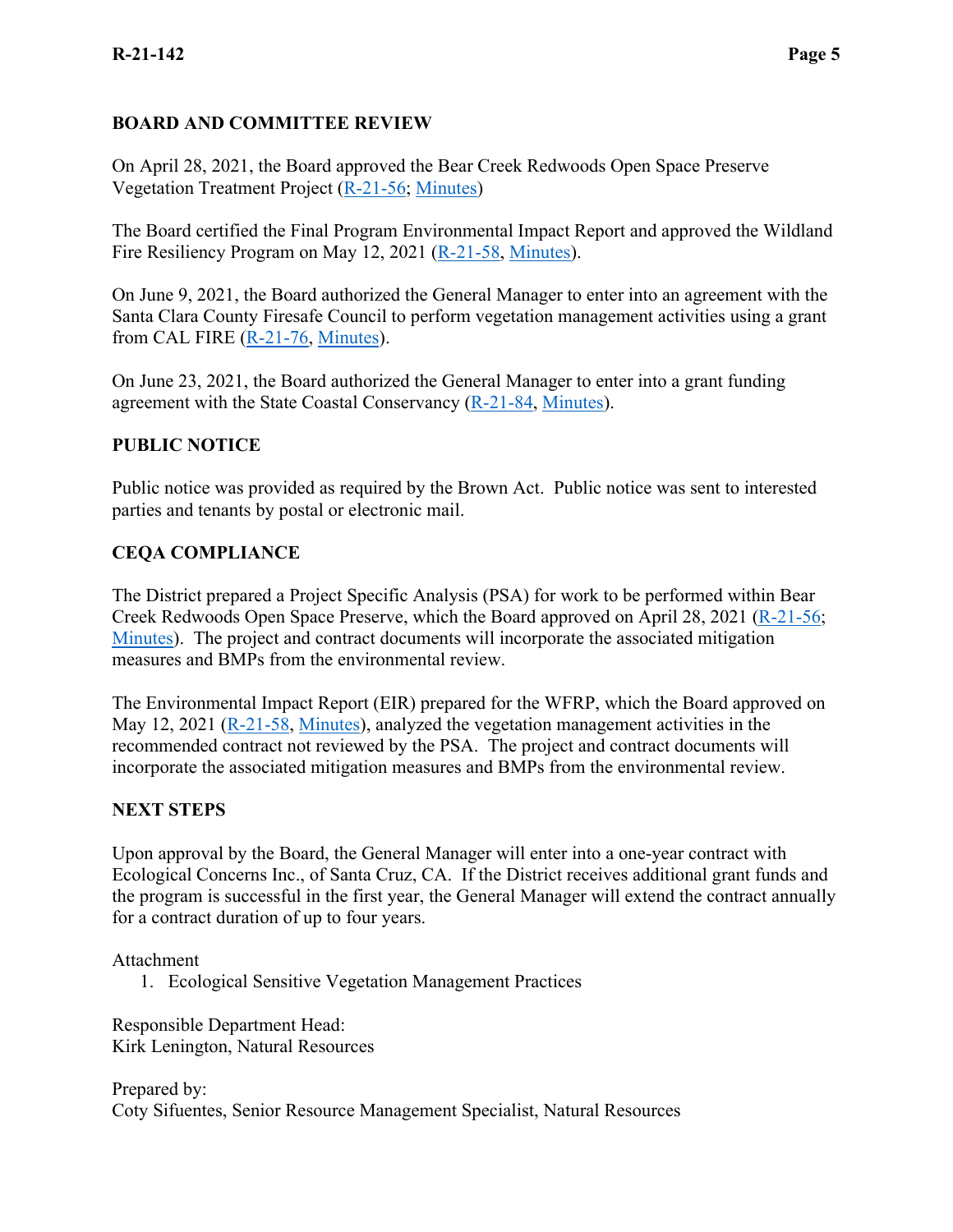## BOARD AND COMMITTEE REVIEW

On April 28, 2021, the Board approved the Bear Creek Redwoods Open Space Preserve Vegetation Treatment Project (R-21-56; Minutes)

The Board certified the Final Program Environmental Impact Report and approved the Wildland Fire Resiliency Program on May 12, 2021 (R-21-58, Minutes).

On June 9, 2021, the Board authorized the General Manager to enter into an agreement with the Santa Clara County Firesafe Council to perform vegetation management activities using a grant from CAL FIRE (R-21-76, Minutes).

On June 23, 2021, the Board authorized the General Manager to enter into a grant funding agreement with the State Coastal Conservancy (R-21-84, Minutes).

## PUBLIC NOTICE

Public notice was provided as required by the Brown Act. Public notice was sent to interested parties and tenants by postal or electronic mail.

## CEQA COMPLIANCE

The District prepared a Project Specific Analysis (PSA) for work to be performed within Bear Creek Redwoods Open Space Preserve, which the Board approved on April 28, 2021 (R-21-56; Minutes). The project and contract documents will incorporate the associated mitigation measures and BMPs from the environmental review.

The Environmental Impact Report (EIR) prepared for the WFRP, which the Board approved on May 12, 2021 (R-21-58, Minutes), analyzed the vegetation management activities in the recommended contract not reviewed by the PSA. The project and contract documents will incorporate the associated mitigation measures and BMPs from the environmental review.

## NEXT STEPS

Upon approval by the Board, the General Manager will enter into a one-year contract with Ecological Concerns Inc., of Santa Cruz, CA. If the District receives additional grant funds and the program is successful in the first year, the General Manager will extend the contract annually for a contract duration of up to four years.

Attachment

1. Ecological Sensitive Vegetation Management Practices

Responsible Department Head:
Kirk Lenington, Natural Resources

Prepared by:
Coty Sifuentes, Senior Resource Management Specialist, Natural Resources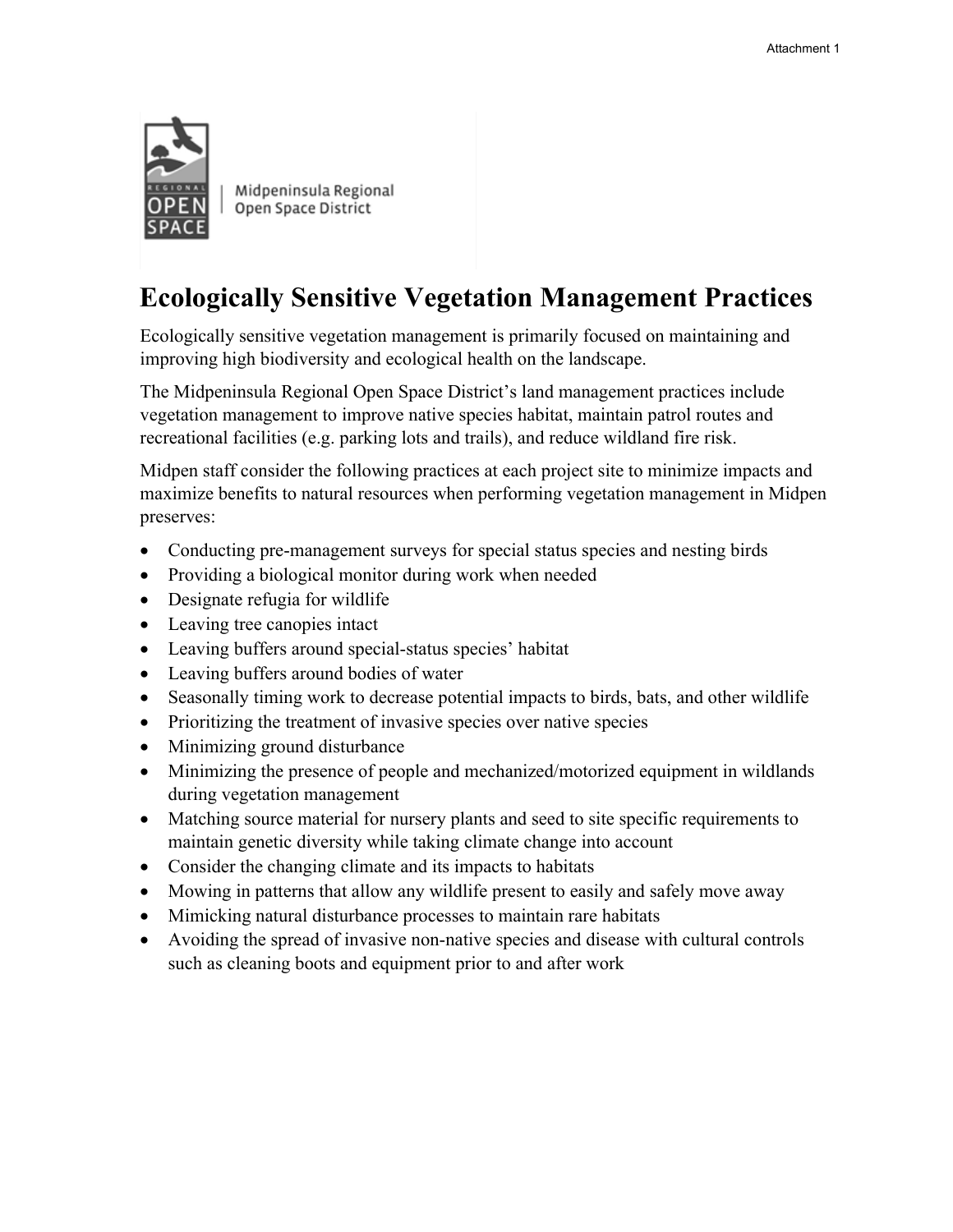Attachment 1

Midpeninsula Regional Open Space District

# Ecologically Sensitive Vegetation Management Practices

Ecologically sensitive vegetation management is primarily focused on maintaining and improving high biodiversity and ecological health on the landscape.

The Midpeninsula Regional Open Space District's land management practices include vegetation management to improve native species habitat, maintain patrol routes and recreational facilities (e.g. parking lots and trails), and reduce wildland fire risk.

Midpen staff consider the following practices at each project site to minimize impacts and maximize benefits to natural resources when performing vegetation management in Midpen preserves:

- Conducting pre-management surveys for special status species and nesting birds
- Providing a biological monitor during work when needed
- Designate refugia for wildlife
- Leaving tree canopies intact
- Leaving buffers around special-status species' habitat
- Leaving buffers around bodies of water
- Seasonally timing work to decrease potential impacts to birds, bats, and other wildlife
- Prioritizing the treatment of invasive species over native species
- Minimizing ground disturbance
- Minimizing the presence of people and mechanized/motorized equipment in wildlands during vegetation management
- Matching source material for nursery plants and seed to site specific requirements to maintain genetic diversity while taking climate change into account
- Consider the changing climate and its impacts to habitats
- Mowing in patterns that allow any wildlife present to easily and safely move away
- Mimicking natural disturbance processes to maintain rare habitats
- Avoiding the spread of invasive non-native species and disease with cultural controls such as cleaning boots and equipment prior to and after work